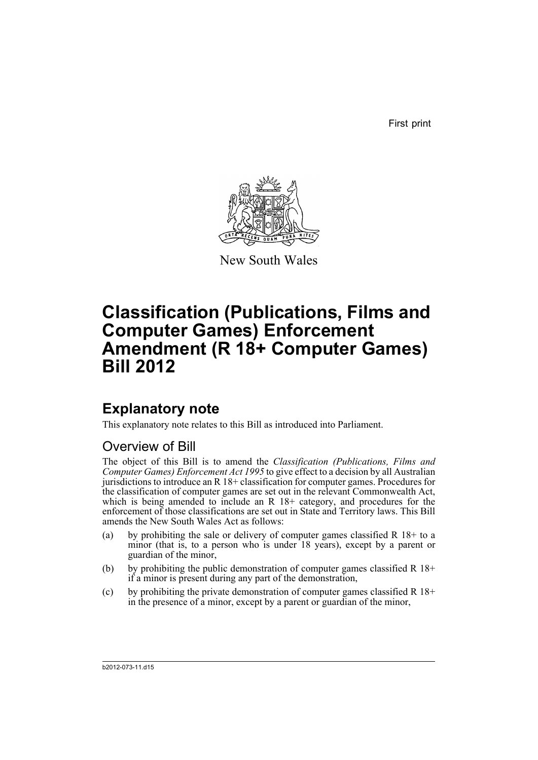First print

New South Wales

# Classification (Publications, Films and Computer Games) Enforcement Amendment (R 18+ Computer Games) Bill 2012

## Explanatory note

This explanatory note relates to this Bill as introduced into Parliament.

### Overview of Bill

The object of this Bill is to amend the *Classification (Publications, Films and Computer Games) Enforcement Act 1995* to give effect to a decision by all Australian jurisdictions to introduce an R 18+ classification for computer games. Procedures for the classification of computer games are set out in the relevant Commonwealth Act, which is being amended to include an R 18+ category, and procedures for the enforcement of those classifications are set out in State and Territory laws. This Bill amends the New South Wales Act as follows:

(a) by prohibiting the sale or delivery of computer games classified R 18+ to a minor (that is, to a person who is under 18 years), except by a parent or guardian of the minor,

(b) by prohibiting the public demonstration of computer games classified R 18+ if a minor is present during any part of the demonstration,

(c) by prohibiting the private demonstration of computer games classified R 18+ in the presence of a minor, except by a parent or guardian of the minor,

b2012-073-11.d15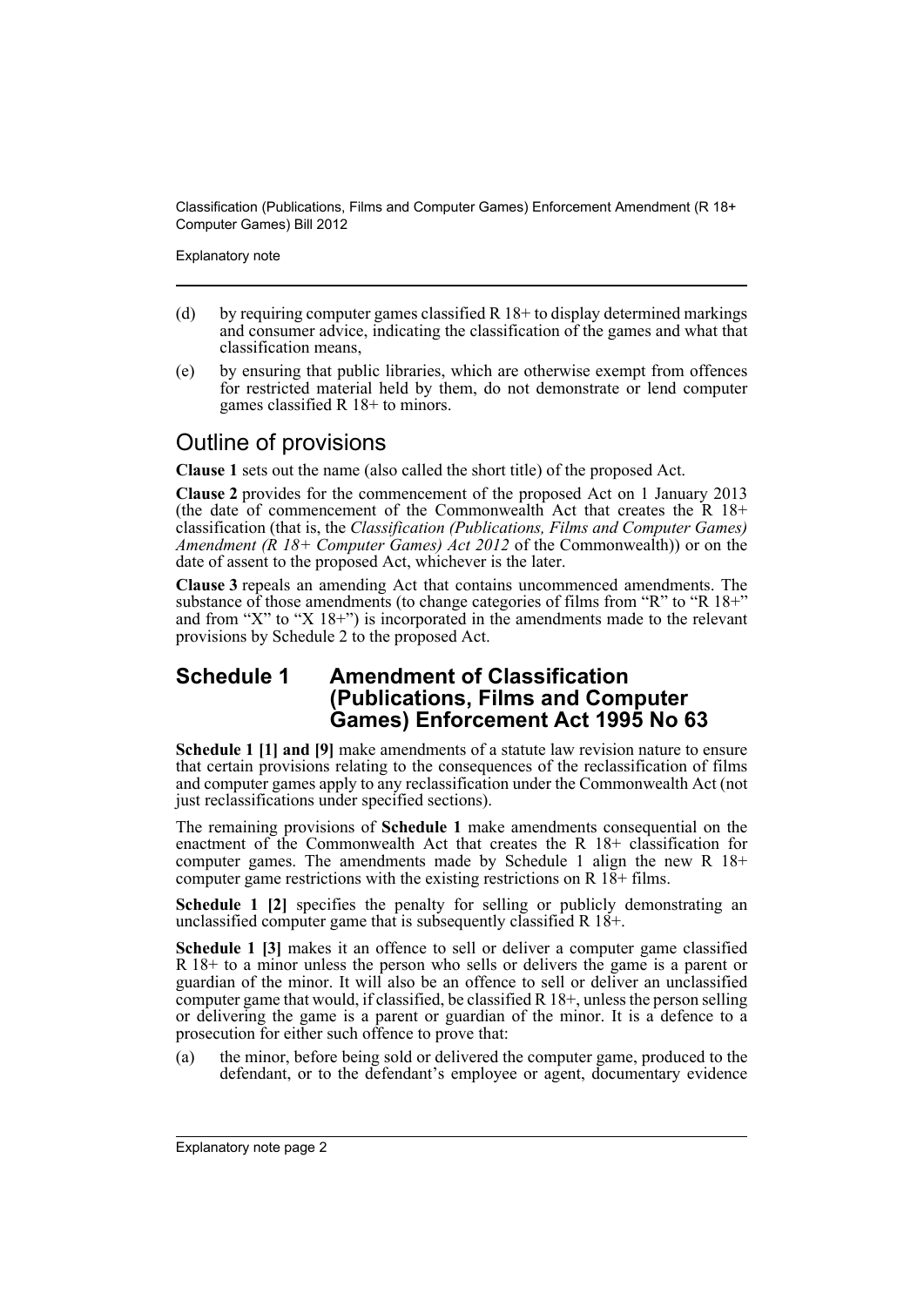(d) by requiring computer games classified R 18+ to display determined markings and consumer advice, indicating the classification of the games and what that classification means,

(e) by ensuring that public libraries, which are otherwise exempt from offences for restricted material held by them, do not demonstrate or lend computer games classified R 18+ to minors.

## Outline of provisions

**Clause 1** sets out the name (also called the short title) of the proposed Act.

**Clause 2** provides for the commencement of the proposed Act on 1 January 2013 (the date of commencement of the Commonwealth Act that creates the R 18+ classification (that is, the *Classification (Publications, Films and Computer Games) Amendment (R 18+ Computer Games) Act 2012* of the Commonwealth)) or on the date of assent to the proposed Act, whichever is the later.

**Clause 3** repeals an amending Act that contains uncommenced amendments. The substance of those amendments (to change categories of films from "R" to "R 18+" and from "X" to "X 18+") is incorporated in the amendments made to the relevant provisions by Schedule 2 to the proposed Act.

## Schedule 1 Amendment of Classification (Publications, Films and Computer Games) Enforcement Act 1995 No 63

**Schedule 1 [1] and [9]** make amendments of a statute law revision nature to ensure that certain provisions relating to the consequences of the reclassification of films and computer games apply to any reclassification under the Commonwealth Act (not just reclassifications under specified sections).

The remaining provisions of **Schedule 1** make amendments consequential on the enactment of the Commonwealth Act that creates the R 18+ classification for computer games. The amendments made by Schedule 1 align the new R 18+ computer game restrictions with the existing restrictions on R 18+ films.

**Schedule 1 [2]** specifies the penalty for selling or publicly demonstrating an unclassified computer game that is subsequently classified R 18+.

**Schedule 1 [3]** makes it an offence to sell or deliver a computer game classified R 18+ to a minor unless the person who sells or delivers the game is a parent or guardian of the minor. It will also be an offence to sell or deliver an unclassified computer game that would, if classified, be classified R 18+, unless the person selling or delivering the game is a parent or guardian of the minor. It is a defence to a prosecution for either such offence to prove that:

(a) the minor, before being sold or delivered the computer game, produced to the defendant, or to the defendant's employee or agent, documentary evidence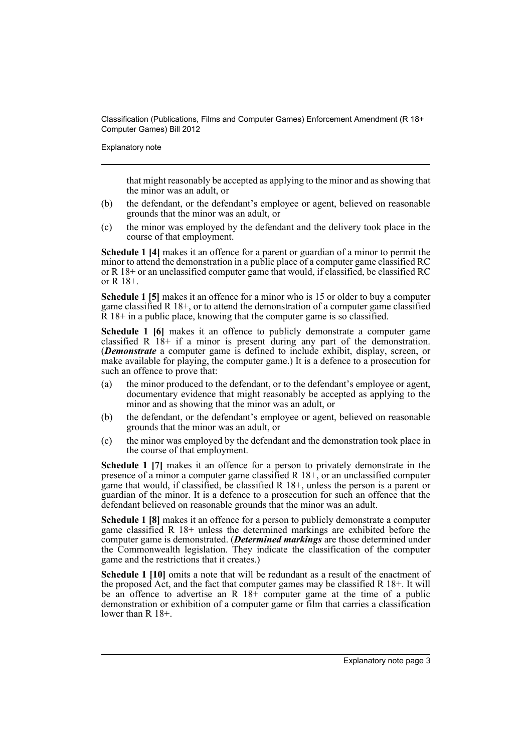that might reasonably be accepted as applying to the minor and as showing that the minor was an adult, or

(b) the defendant, or the defendant's employee or agent, believed on reasonable grounds that the minor was an adult, or

(c) the minor was employed by the defendant and the delivery took place in the course of that employment.

**Schedule 1 [4]** makes it an offence for a parent or guardian of a minor to permit the minor to attend the demonstration in a public place of a computer game classified RC or R 18+ or an unclassified computer game that would, if classified, be classified RC or R 18+.

**Schedule 1 [5]** makes it an offence for a minor who is 15 or older to buy a computer game classified R 18+, or to attend the demonstration of a computer game classified R 18+ in a public place, knowing that the computer game is so classified.

**Schedule 1 [6]** makes it an offence to publicly demonstrate a computer game classified R 18+ if a minor is present during any part of the demonstration. (***Demonstrate*** a computer game is defined to include exhibit, display, screen, or make available for playing, the computer game.) It is a defence to a prosecution for such an offence to prove that:

(a) the minor produced to the defendant, or to the defendant's employee or agent, documentary evidence that might reasonably be accepted as applying to the minor and as showing that the minor was an adult, or

(b) the defendant, or the defendant's employee or agent, believed on reasonable grounds that the minor was an adult, or

(c) the minor was employed by the defendant and the demonstration took place in the course of that employment.

**Schedule 1 [7]** makes it an offence for a person to privately demonstrate in the presence of a minor a computer game classified R 18+, or an unclassified computer game that would, if classified, be classified R 18+, unless the person is a parent or guardian of the minor. It is a defence to a prosecution for such an offence that the defendant believed on reasonable grounds that the minor was an adult.

**Schedule 1 [8]** makes it an offence for a person to publicly demonstrate a computer game classified R 18+ unless the determined markings are exhibited before the computer game is demonstrated. (***Determined markings*** are those determined under the Commonwealth legislation. They indicate the classification of the computer game and the restrictions that it creates.)

**Schedule 1 [10]** omits a note that will be redundant as a result of the enactment of the proposed Act, and the fact that computer games may be classified R 18+. It will be an offence to advertise an R 18+ computer game at the time of a public demonstration or exhibition of a computer game or film that carries a classification lower than R 18+.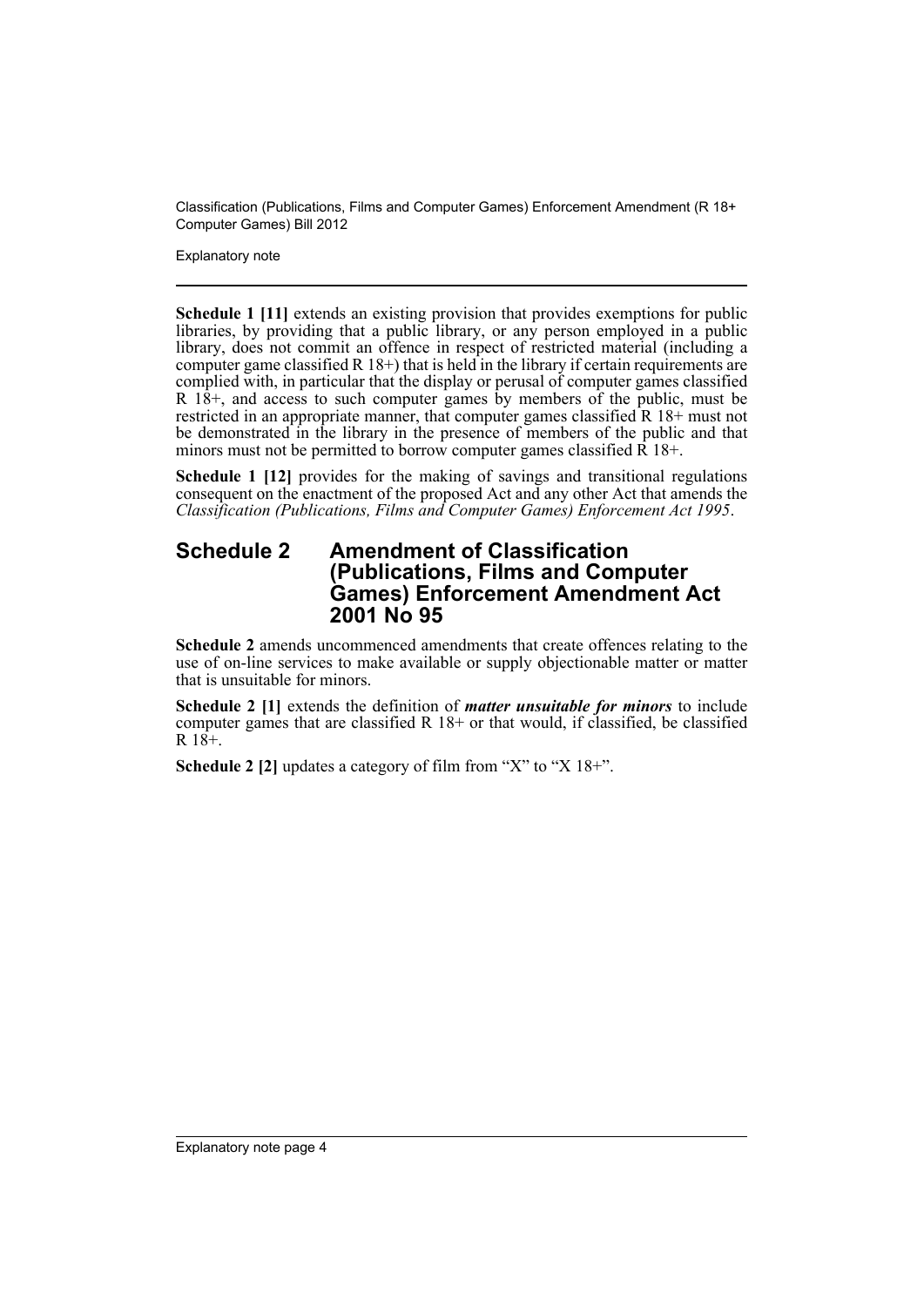**Schedule 1 [11]** extends an existing provision that provides exemptions for public libraries, by providing that a public library, or any person employed in a public library, does not commit an offence in respect of restricted material (including a computer game classified R 18+) that is held in the library if certain requirements are complied with, in particular that the display or perusal of computer games classified R 18+, and access to such computer games by members of the public, must be restricted in an appropriate manner, that computer games classified R 18+ must not be demonstrated in the library in the presence of members of the public and that minors must not be permitted to borrow computer games classified R 18+.

**Schedule 1 [12]** provides for the making of savings and transitional regulations consequent on the enactment of the proposed Act and any other Act that amends the *Classification (Publications, Films and Computer Games) Enforcement Act 1995*.

## Schedule 2 Amendment of Classification (Publications, Films and Computer Games) Enforcement Amendment Act 2001 No 95

**Schedule 2** amends uncommenced amendments that create offences relating to the use of on-line services to make available or supply objectionable matter or matter that is unsuitable for minors.

**Schedule 2 [1]** extends the definition of ***matter unsuitable for minors*** to include computer games that are classified R 18+ or that would, if classified, be classified R 18+.

**Schedule 2 [2]** updates a category of film from "X" to "X 18+".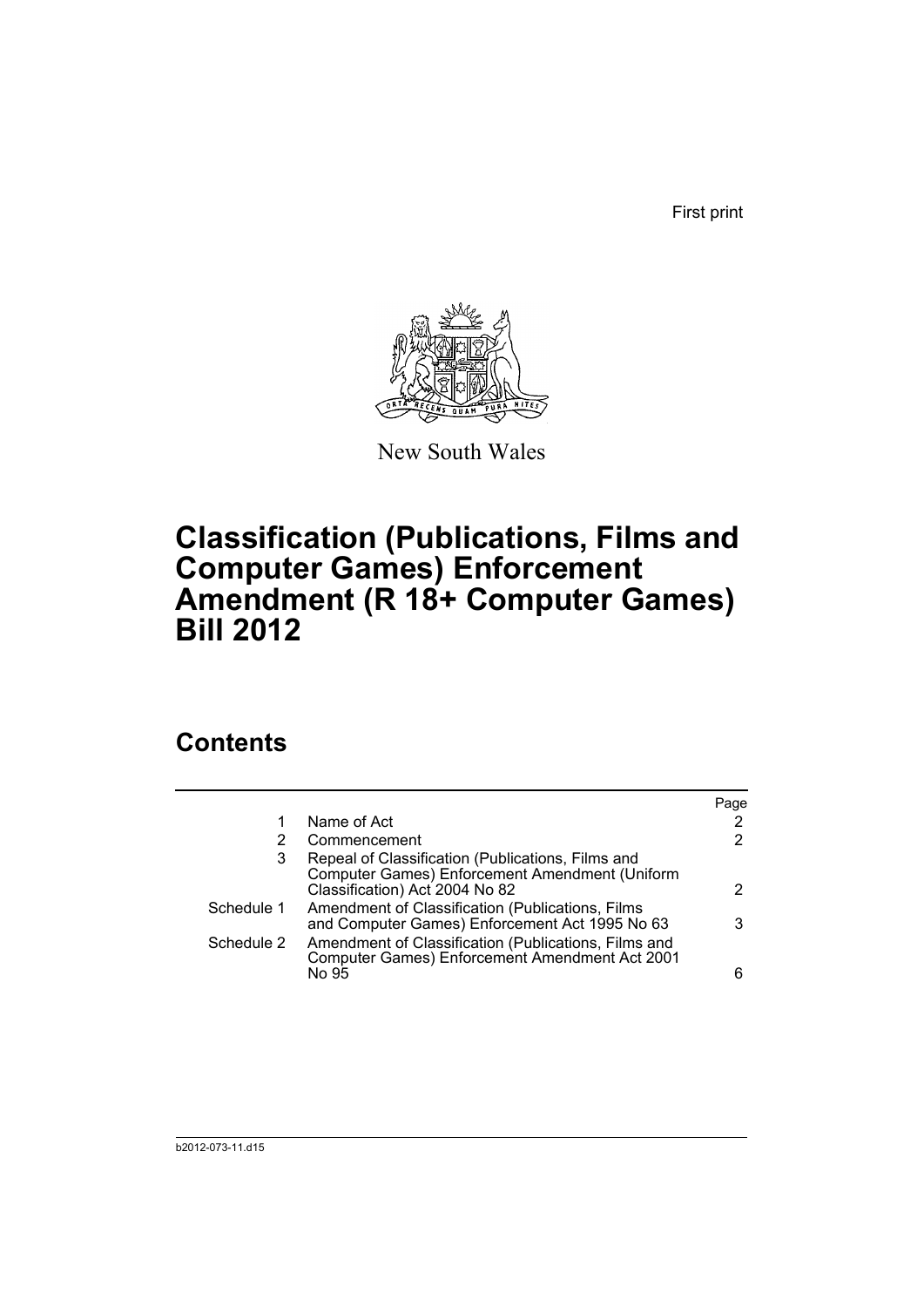First print

New South Wales

# Classification (Publications, Films and Computer Games) Enforcement Amendment (R 18+ Computer Games) Bill 2012

## Contents

| | | Page |
|---|---|---|
| 1 | Name of Act | 2 |
| 2 | Commencement | 2 |
| 3 | Repeal of Classification (Publications, Films and Computer Games) Enforcement Amendment (Uniform Classification) Act 2004 No 82 | 2 |
| Schedule 1 | Amendment of Classification (Publications, Films and Computer Games) Enforcement Act 1995 No 63 | 3 |
| Schedule 2 | Amendment of Classification (Publications, Films and Computer Games) Enforcement Amendment Act 2001 No 95 | 6 |

b2012-073-11.d15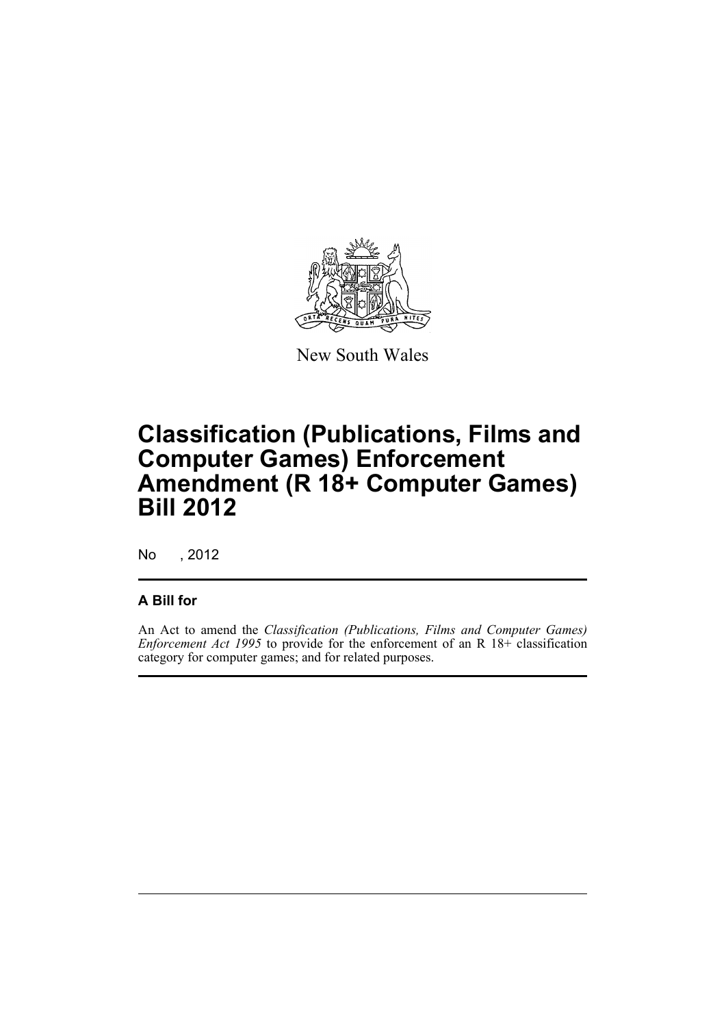New South Wales

# Classification (Publications, Films and Computer Games) Enforcement Amendment (R 18+ Computer Games) Bill 2012

No , 2012

## A Bill for

An Act to amend the *Classification (Publications, Films and Computer Games) Enforcement Act 1995* to provide for the enforcement of an R 18+ classification category for computer games; and for related purposes.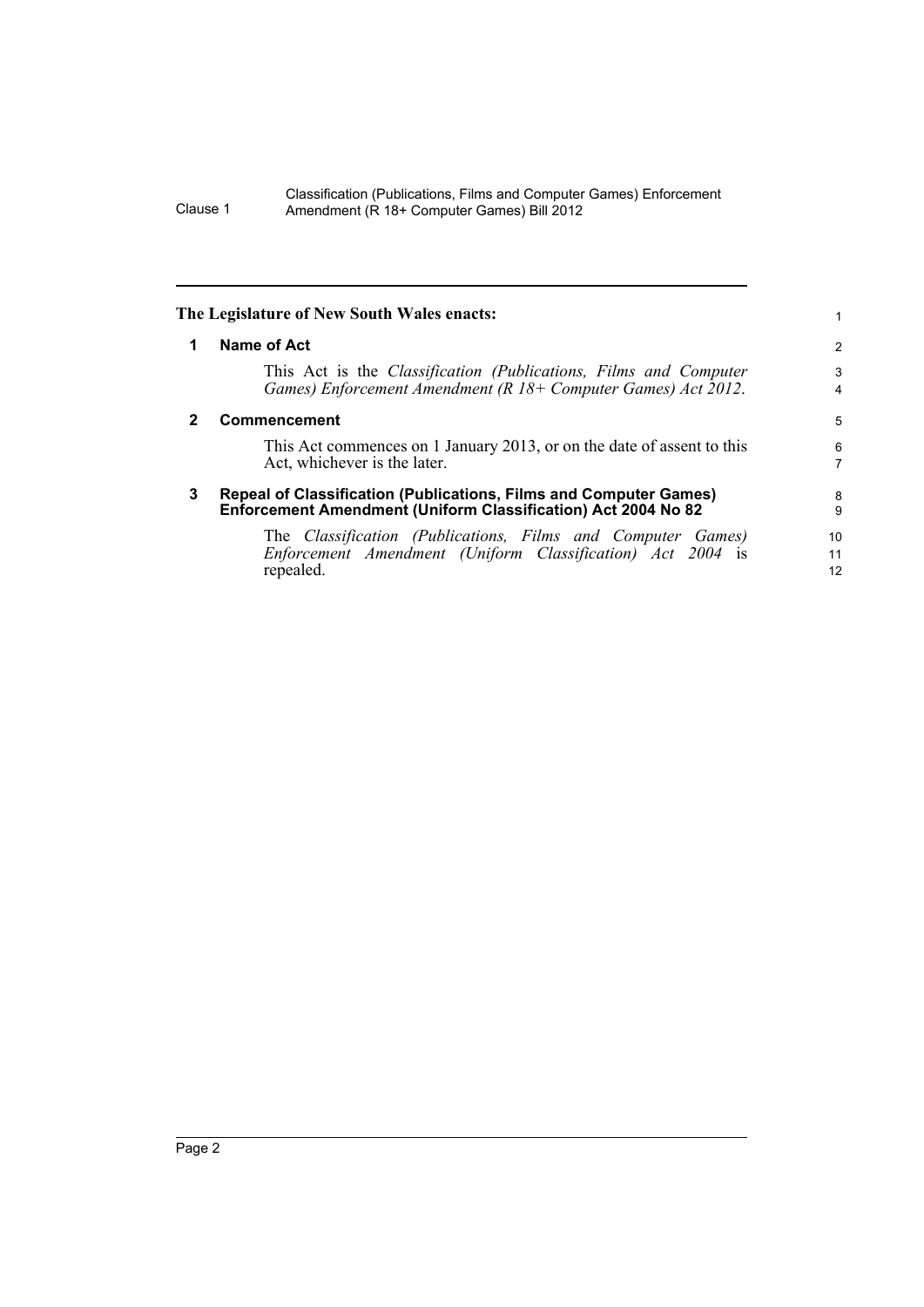**The Legislature of New South Wales enacts:**

## 1 Name of Act

This Act is the *Classification (Publications, Films and Computer Games) Enforcement Amendment (R 18+ Computer Games) Act 2012*.

## 2 Commencement

This Act commences on 1 January 2013, or on the date of assent to this Act, whichever is the later.

## 3 Repeal of Classification (Publications, Films and Computer Games) Enforcement Amendment (Uniform Classification) Act 2004 No 82

The *Classification (Publications, Films and Computer Games) Enforcement Amendment (Uniform Classification) Act 2004* is repealed.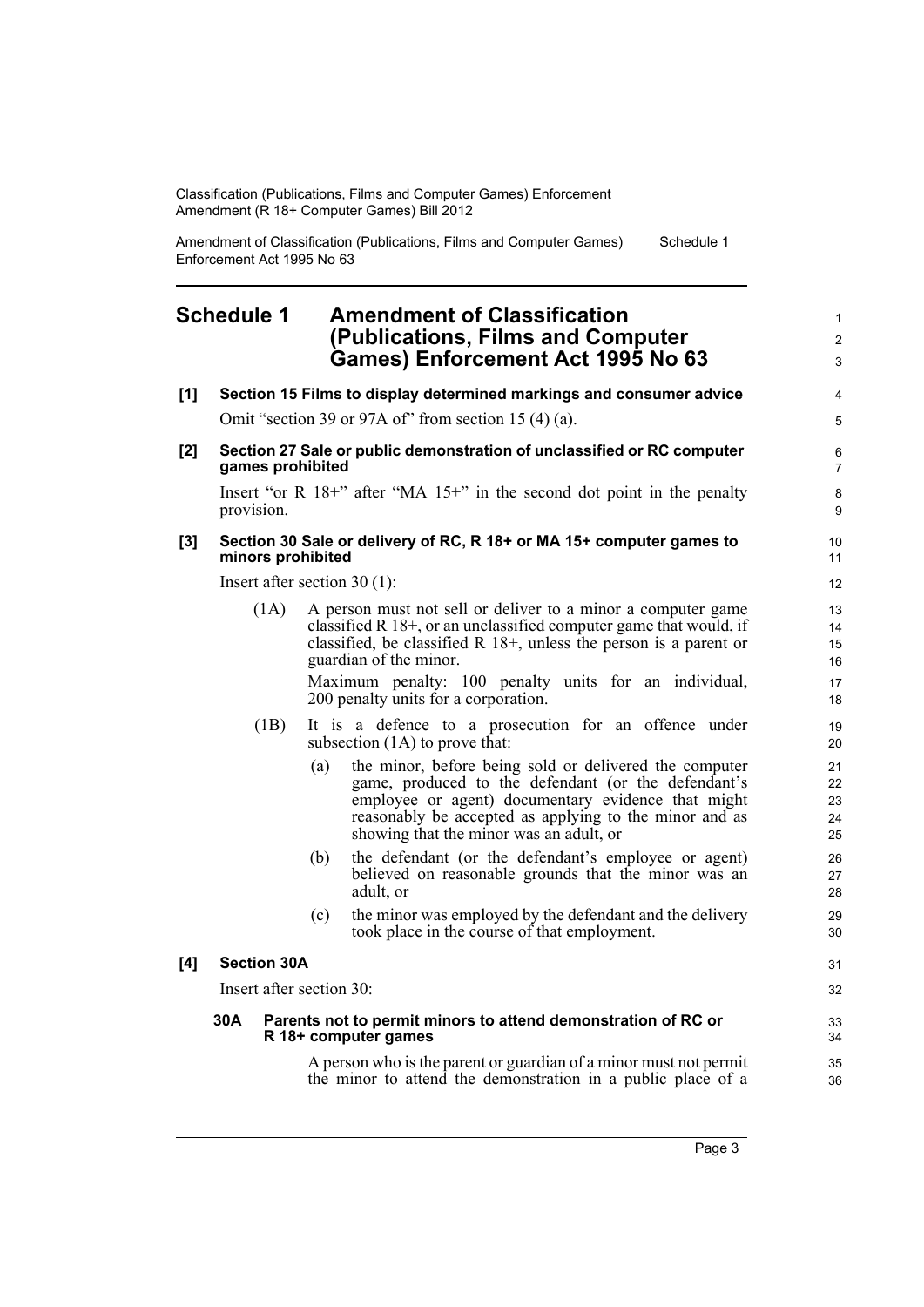# Schedule 1 Amendment of Classification (Publications, Films and Computer Games) Enforcement Act 1995 No 63

**[1] Section 15 Films to display determined markings and consumer advice**

Omit "section 39 or 97A of" from section 15 (4) (a).

**[2] Section 27 Sale or public demonstration of unclassified or RC computer games prohibited**

Insert "or R 18+" after "MA 15+" in the second dot point in the penalty provision.

**[3] Section 30 Sale or delivery of RC, R 18+ or MA 15+ computer games to minors prohibited**

Insert after section 30 (1):

(1A) A person must not sell or deliver to a minor a computer game classified R 18+, or an unclassified computer game that would, if classified, be classified R 18+, unless the person is a parent or guardian of the minor.

Maximum penalty: 100 penalty units for an individual, 200 penalty units for a corporation.

(1B) It is a defence to a prosecution for an offence under subsection (1A) to prove that:

(a) the minor, before being sold or delivered the computer game, produced to the defendant (or the defendant's employee or agent) documentary evidence that might reasonably be accepted as applying to the minor and as showing that the minor was an adult, or

(b) the defendant (or the defendant's employee or agent) believed on reasonable grounds that the minor was an adult, or

(c) the minor was employed by the defendant and the delivery took place in the course of that employment.

**[4] Section 30A**

Insert after section 30:

**30A Parents not to permit minors to attend demonstration of RC or R 18+ computer games**

A person who is the parent or guardian of a minor must not permit the minor to attend the demonstration in a public place of a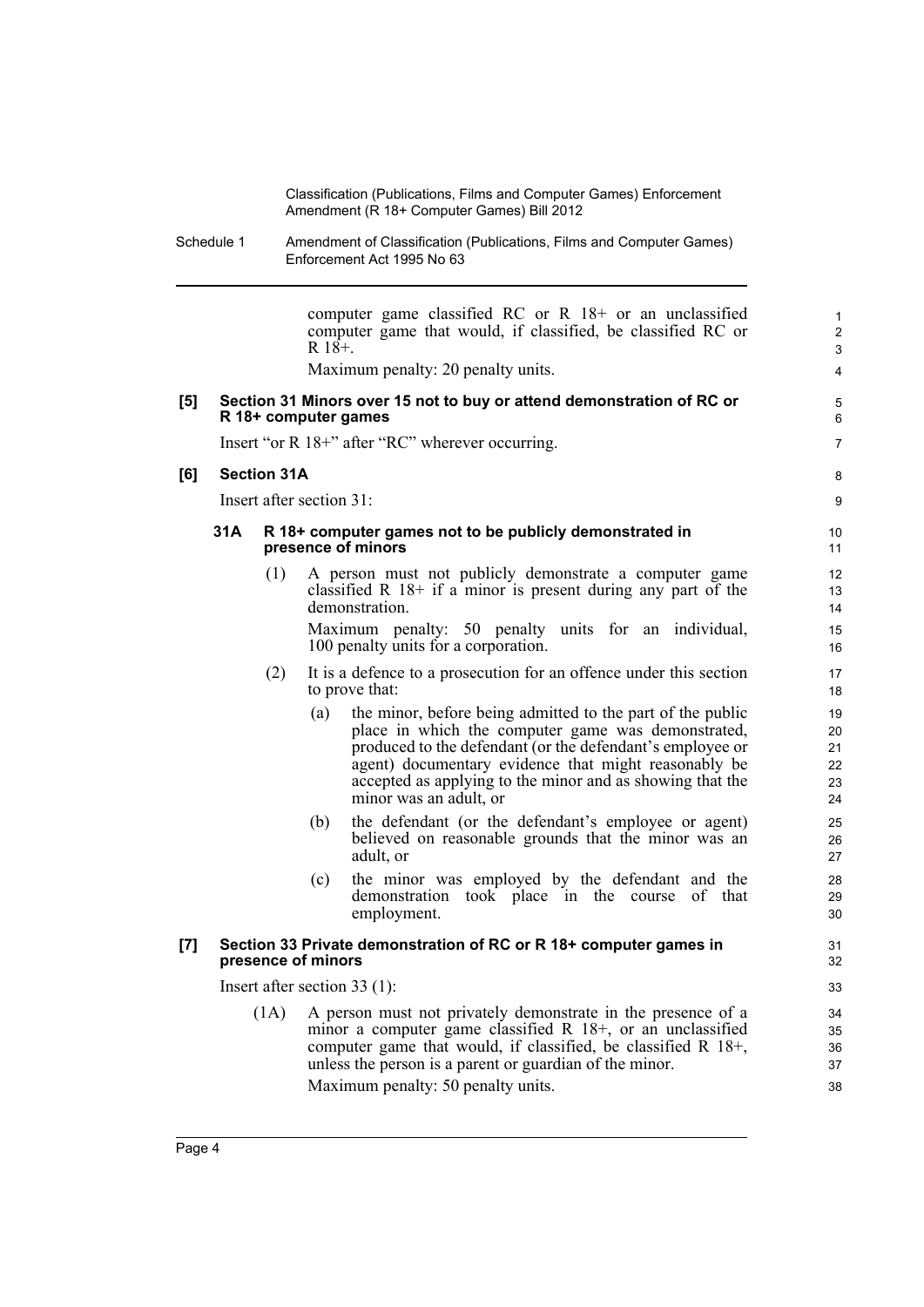computer game classified RC or R 18+ or an unclassified computer game that would, if classified, be classified RC or R 18+.

Maximum penalty: 20 penalty units.

**[5] Section 31 Minors over 15 not to buy or attend demonstration of RC or R 18+ computer games**

Insert "or R 18+" after "RC" wherever occurring.

**[6] Section 31A**

Insert after section 31:

**31A R 18+ computer games not to be publicly demonstrated in presence of minors**

(1) A person must not publicly demonstrate a computer game classified R 18+ if a minor is present during any part of the demonstration.

Maximum penalty: 50 penalty units for an individual, 100 penalty units for a corporation.

(2) It is a defence to a prosecution for an offence under this section to prove that:

(a) the minor, before being admitted to the part of the public place in which the computer game was demonstrated, produced to the defendant (or the defendant's employee or agent) documentary evidence that might reasonably be accepted as applying to the minor and as showing that the minor was an adult, or

(b) the defendant (or the defendant's employee or agent) believed on reasonable grounds that the minor was an adult, or

(c) the minor was employed by the defendant and the demonstration took place in the course of that employment.

**[7] Section 33 Private demonstration of RC or R 18+ computer games in presence of minors**

Insert after section 33 (1):

(1A) A person must not privately demonstrate in the presence of a minor a computer game classified R 18+, or an unclassified computer game that would, if classified, be classified R 18+, unless the person is a parent or guardian of the minor.

Maximum penalty: 50 penalty units.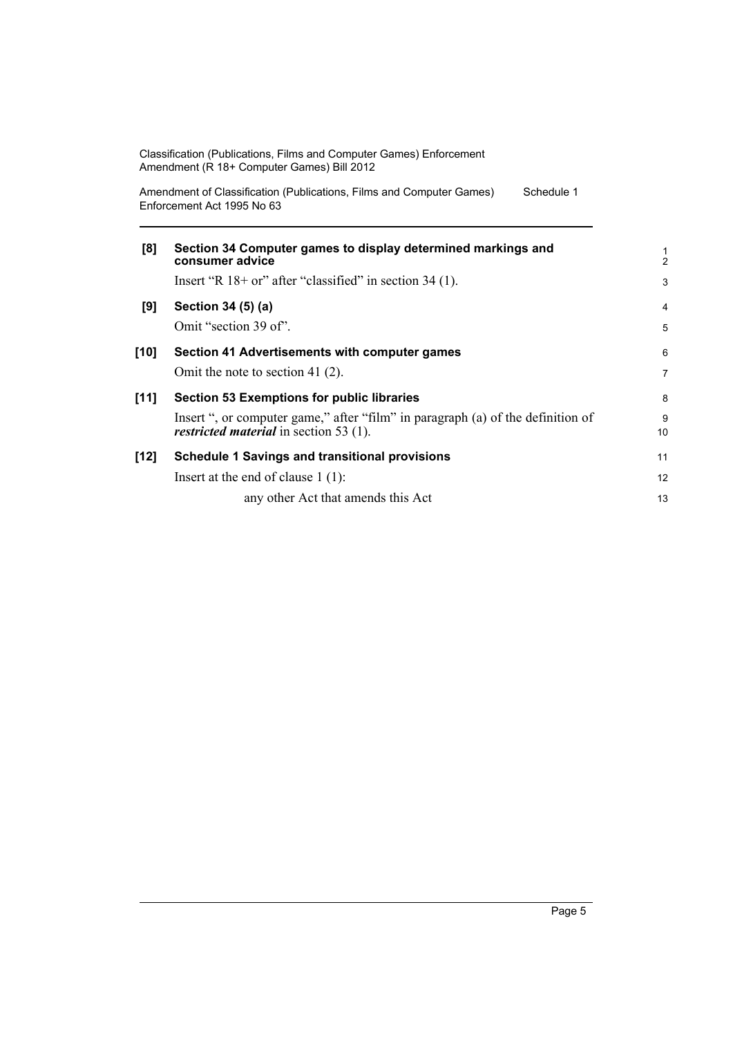**[8] Section 34 Computer games to display determined markings and consumer advice**

Insert "R 18+ or" after "classified" in section 34 (1).

**[9] Section 34 (5) (a)**

Omit "section 39 of".

**[10] Section 41 Advertisements with computer games**

Omit the note to section 41 (2).

**[11] Section 53 Exemptions for public libraries**

Insert ", or computer game," after "film" in paragraph (a) of the definition of ***restricted material*** in section 53 (1).

**[12] Schedule 1 Savings and transitional provisions**

Insert at the end of clause 1 (1):

any other Act that amends this Act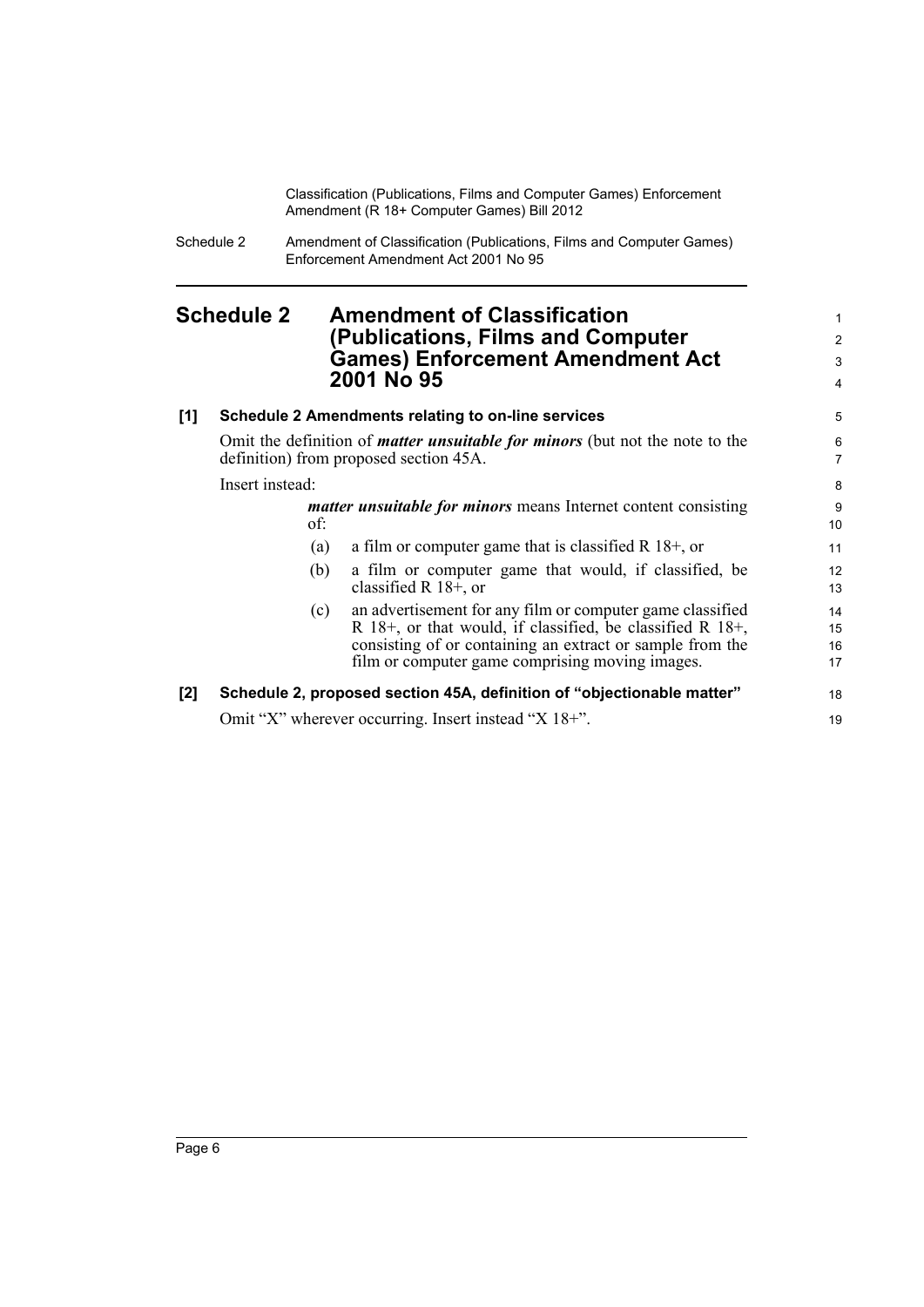## Schedule 2 Amendment of Classification (Publications, Films and Computer Games) Enforcement Amendment Act 2001 No 95

**[1] Schedule 2 Amendments relating to on-line services**

Omit the definition of ***matter unsuitable for minors*** (but not the note to the definition) from proposed section 45A.

Insert instead:

> ***matter unsuitable for minors*** means Internet content consisting of:
>
> (a) a film or computer game that is classified R 18+, or
>
> (b) a film or computer game that would, if classified, be classified R 18+, or
>
> (c) an advertisement for any film or computer game classified R 18+, or that would, if classified, be classified R 18+, consisting of or containing an extract or sample from the film or computer game comprising moving images.

**[2] Schedule 2, proposed section 45A, definition of "objectionable matter"**

Omit "X" wherever occurring. Insert instead "X 18+".